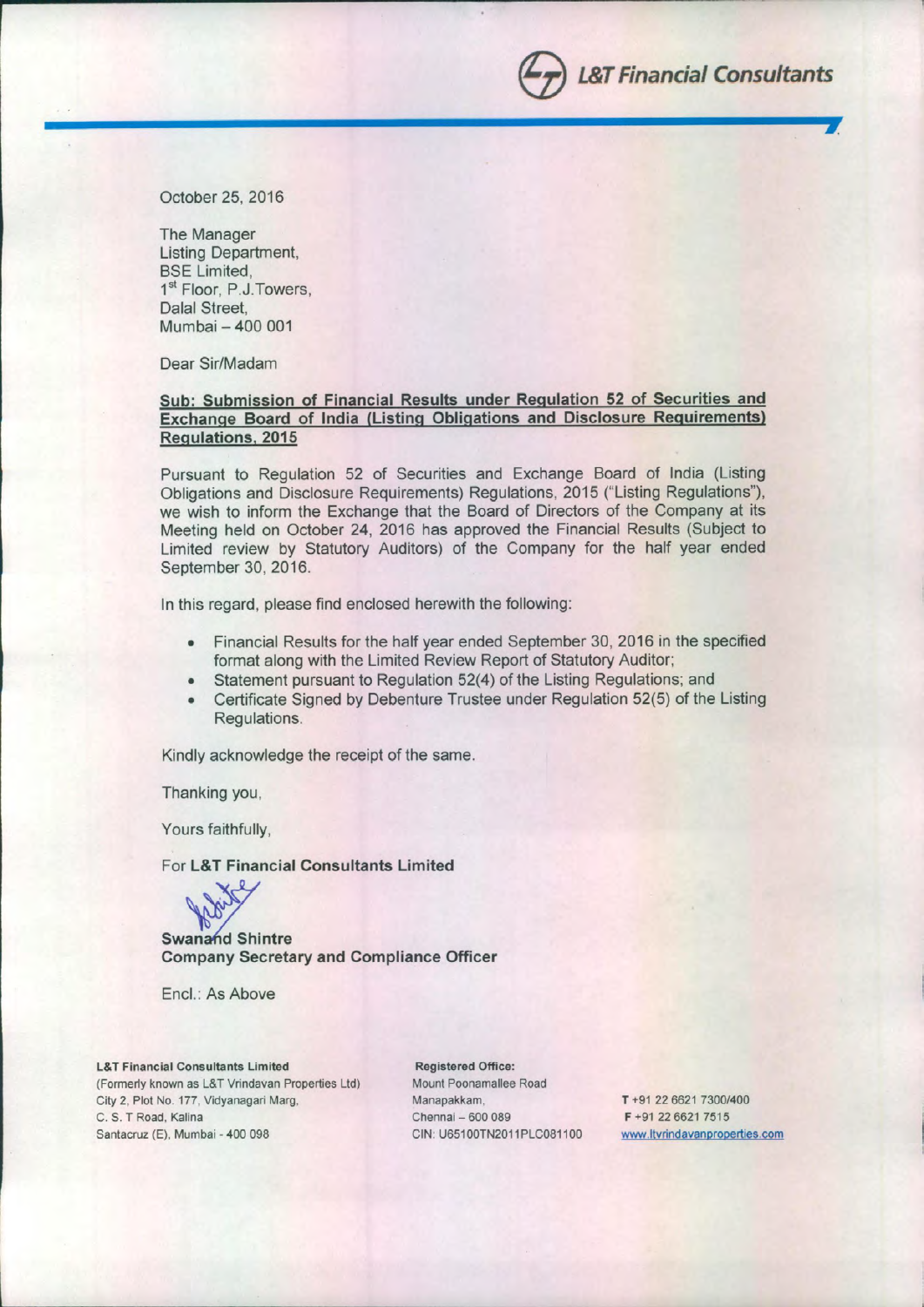**L&T Financial Consultants**

October 25, 2016

The Manager
Listing Department,
BSE Limited,
1st Floor, P.J.Towers,
Dalal Street,
Mumbai – 400 001

Dear Sir/Madam

**Sub: Submission of Financial Results under Regulation 52 of Securities and Exchange Board of India (Listing Obligations and Disclosure Requirements) Regulations, 2015**

Pursuant to Regulation 52 of Securities and Exchange Board of India (Listing Obligations and Disclosure Requirements) Regulations, 2015 ("Listing Regulations"), we wish to inform the Exchange that the Board of Directors of the Company at its Meeting held on October 24, 2016 has approved the Financial Results (Subject to Limited review by Statutory Auditors) of the Company for the half year ended September 30, 2016.

In this regard, please find enclosed herewith the following:

- Financial Results for the half year ended September 30, 2016 in the specified format along with the Limited Review Report of Statutory Auditor;
- Statement pursuant to Regulation 52(4) of the Listing Regulations; and
- Certificate Signed by Debenture Trustee under Regulation 52(5) of the Listing Regulations.

Kindly acknowledge the receipt of the same.

Thanking you,

Yours faithfully,

For **L&T Financial Consultants Limited**

**Swanand Shintre**
**Company Secretary and Compliance Officer**

Encl.: As Above

**L&T Financial Consultants Limited**
(Formerly known as L&T Vrindavan Properties Ltd)
City 2, Plot No. 177, Vidyanagari Marg,
C. S. T Road, Kalina
Santacruz (E), Mumbai - 400 098

**Registered Office:**
Mount Poonamallee Road
Manapakkam,
Chennai – 600 089
CIN: U65100TN2011PLC081100

T +91 22 6621 7300/400
F +91 22 6621 7515
www.ltvrindavanproperties.com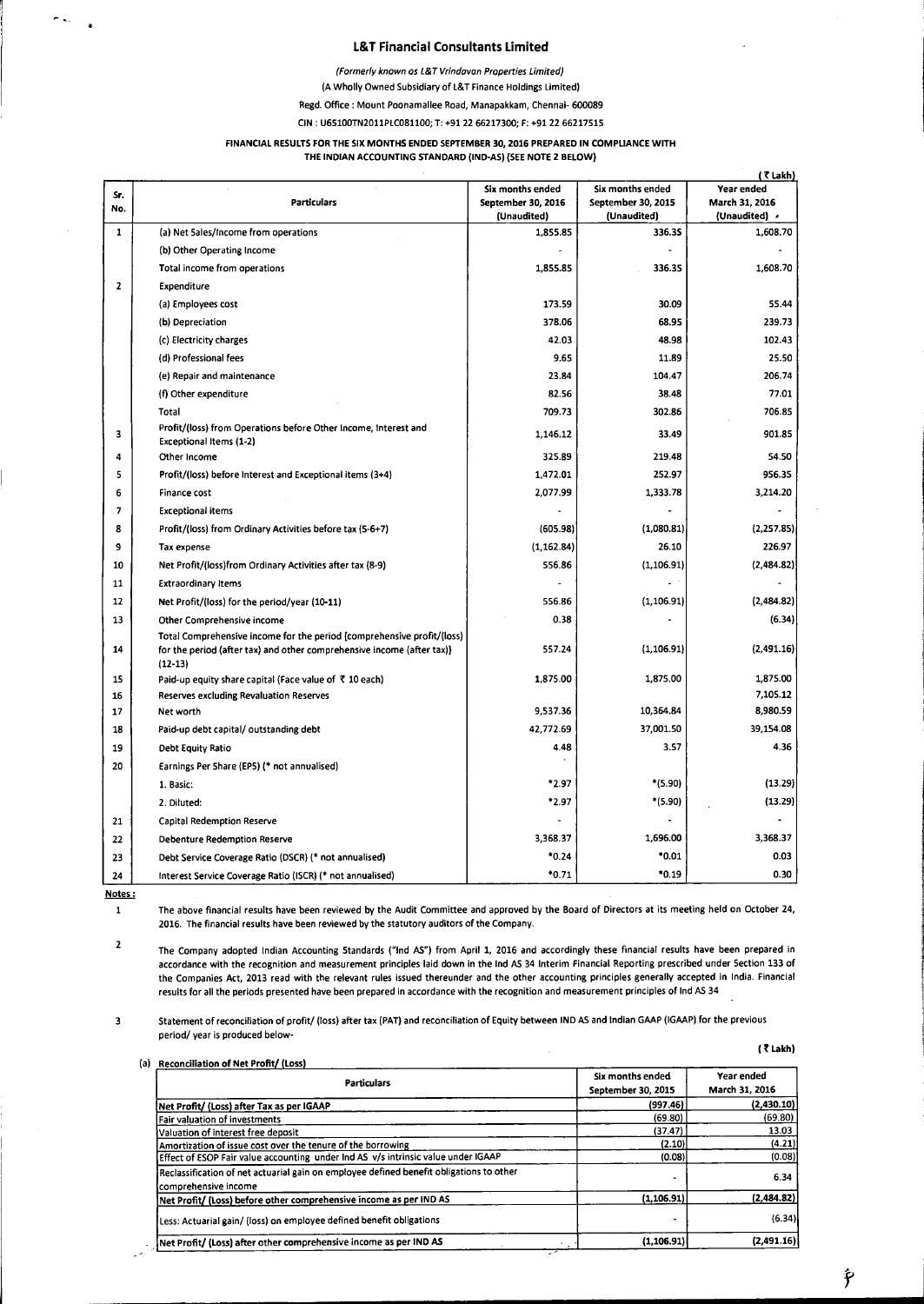# L&T Financial Consultants Limited

*(Formerly known as L&T Vrindavan Properties Limited)*

(A Wholly Owned Subsidiary of L&T Finance Holdings Limited)

Regd. Office : Mount Poonamallee Road, Manapakkam, Chennai- 600089

CIN : U65100TN2011PLC081100; T: +91 22 66217300; F: +91 22 66217515

## FINANCIAL RESULTS FOR THE SIX MONTHS ENDED SEPTEMBER 30, 2016 PREPARED IN COMPLIANCE WITH THE INDIAN ACCOUNTING STANDARD (IND-AS) (SEE NOTE 2 BELOW)

(₹ Lakh)

| Sr. No. | Particulars | Six months ended September 30, 2016 (Unaudited) | Six months ended September 30, 2015 (Unaudited) | Year ended March 31, 2016 (Unaudited) |
|---|---|---|---|---|
| 1 | (a) Net Sales/Income from operations | 1,855.85 | 336.35 | 1,608.70 |
| | (b) Other Operating Income | - | - | - |
| | Total income from operations | 1,855.85 | 336.35 | 1,608.70 |
| 2 | Expenditure | | | |
| | (a) Employees cost | 173.59 | 30.09 | 55.44 |
| | (b) Depreciation | 378.06 | 68.95 | 239.73 |
| | (c) Electricity charges | 42.03 | 48.98 | 102.43 |
| | (d) Professional fees | 9.65 | 11.89 | 25.50 |
| | (e) Repair and maintenance | 23.84 | 104.47 | 206.74 |
| | (f) Other expenditure | 82.56 | 38.48 | 77.01 |
| | Total | 709.73 | 302.86 | 706.85 |
| 3 | Profit/(loss) from Operations before Other Income, Interest and Exceptional Items (1-2) | 1,146.12 | 33.49 | 901.85 |
| 4 | Other Income | 325.89 | 219.48 | 54.50 |
| 5 | Profit/(loss) before Interest and Exceptional items (3+4) | 1,472.01 | 252.97 | 956.35 |
| 6 | Finance cost | 2,077.99 | 1,333.78 | 3,214.20 |
| 7 | Exceptional items | - | - | - |
| 8 | Profit/(loss) from Ordinary Activities before tax (5-6+7) | (605.98) | (1,080.81) | (2,257.85) |
| 9 | Tax expense | (1,162.84) | 26.10 | 226.97 |
| 10 | Net Profit/(loss)from Ordinary Activities after tax (8-9) | 556.86 | (1,106.91) | (2,484.82) |
| 11 | Extraordinary Items | - | - | - |
| 12 | Net Profit/(loss) for the period/year (10-11) | 556.86 | (1,106.91) | (2,484.82) |
| 13 | Other Comprehensive income | 0.38 | - | (6.34) |
| 14 | Total Comprehensive income for the period {comprehensive profit/(loss) for the period (after tax) and other comprehensive income (after tax)} (12-13) | 557.24 | (1,106.91) | (2,491.16) |
| 15 | Paid-up equity share capital (Face value of ₹ 10 each) | 1,875.00 | 1,875.00 | 1,875.00 |
| 16 | Reserves excluding Revaluation Reserves | | | 7,105.12 |
| 17 | Net worth | 9,537.36 | 10,364.84 | 8,980.59 |
| 18 | Paid-up debt capital/ outstanding debt | 42,772.69 | 37,001.50 | 39,154.08 |
| 19 | Debt Equity Ratio | 4.48 | 3.57 | 4.36 |
| 20 | Earnings Per Share (EPS) (* not annualised) | | | |
| | 1. Basic: | *2.97 | *(5.90) | (13.29) |
| | 2. Diluted: | *2.97 | *(5.90) | (13.29) |
| 21 | Capital Redemption Reserve | - | - | - |
| 22 | Debenture Redemption Reserve | 3,368.37 | 1,696.00 | 3,368.37 |
| 23 | Debt Service Coverage Ratio (DSCR) (* not annualised) | *0.24 | *0.01 | 0.03 |
| 24 | Interest Service Coverage Ratio (ISCR) (* not annualised) | *0.71 | *0.19 | 0.30 |

**Notes :**

1. The above financial results have been reviewed by the Audit Committee and approved by the Board of Directors at its meeting held on October 24, 2016. The financial results have been reviewed by the statutory auditors of the Company.

2. The Company adopted Indian Accounting Standards ("Ind AS") from April 1, 2016 and accordingly these financial results have been prepared in accordance with the recognition and measurement principles laid down in the Ind AS 34 Interim Financial Reporting prescribed under Section 133 of the Companies Act, 2013 read with the relevant rules issued thereunder and the other accounting principles generally accepted in India. Financial results for all the periods presented have been prepared in accordance with the recognition and measurement principles of Ind AS 34

3. Statement of reconciliation of profit/ (loss) after tax (PAT) and reconciliation of Equity between IND AS and Indian GAAP (IGAAP) for the previous period/ year is produced below-

(₹ Lakh)

(a) **Reconciliation of Net Profit/ (Loss)**

| Particulars | Six months ended September 30, 2015 | Year ended March 31, 2016 |
|---|---|---|
| Net Profit/ (Loss) after Tax as per IGAAP | (997.46) | (2,430.10) |
| Fair valuation of investments | (69.80) | (69.80) |
| Valuation of interest free deposit | (37.47) | 13.03 |
| Amortization of issue cost over the tenure of the borrowing | (2.10) | (4.21) |
| Effect of ESOP Fair value accounting under Ind AS v/s intrinsic value under IGAAP | (0.08) | (0.08) |
| Reclassification of net actuarial gain on employee defined benefit obligations to other comprehensive income | - | 6.34 |
| Net Profit/ (Loss) before other comprehensive income as per IND AS | (1,106.91) | (2,484.82) |
| Less: Actuarial gain/ (loss) on employee defined benefit obligations | - | (6.34) |
| Net Profit/ (Loss) after other comprehensive income as per IND AS | (1,106.91) | (2,491.16) |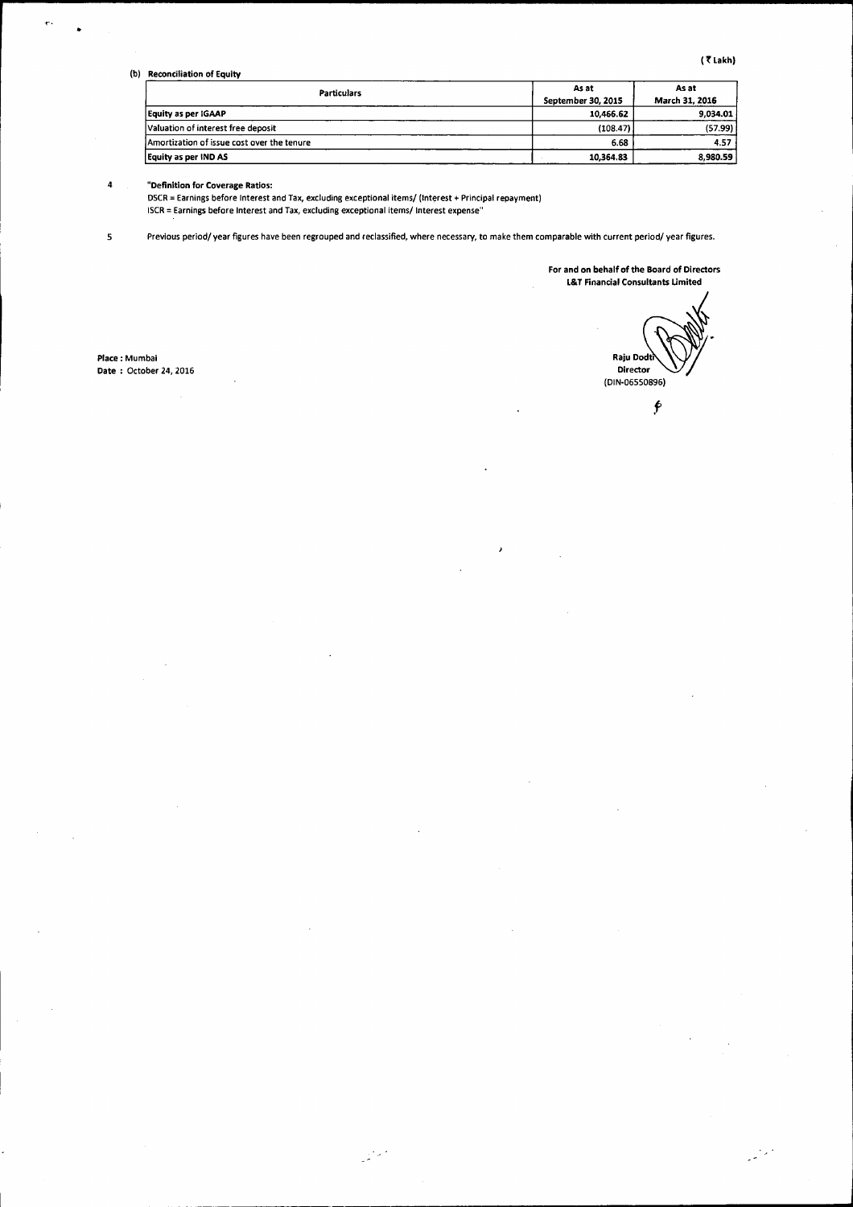(₹ Lakh)

(b) **Reconciliation of Equity**

| Particulars | As at September 30, 2015 | As at March 31, 2016 |
|---|---|---|
| **Equity as per IGAAP** | **10,466.62** | **9,034.01** |
| Valuation of interest free deposit | (108.47) | (57.99) |
| Amortization of issue cost over the tenure | 6.68 | 4.57 |
| **Equity as per IND AS** | **10,364.83** | **8,980.59** |

4 **"Definition for Coverage Ratios:**

DSCR = Earnings before Interest and Tax, excluding exceptional items/ (Interest + Principal repayment)

ISCR = Earnings before Interest and Tax, excluding exceptional items/ Interest expense"

5 Previous period/ year figures have been regrouped and reclassified, where necessary, to make them comparable with current period/ year figures.

**For and on behalf of the Board of Directors**
**L&T Financial Consultants Limited**

**Raju Dodti**
**Director**
(DIN-06550896)

**Place :** Mumbai
**Date :** October 24, 2016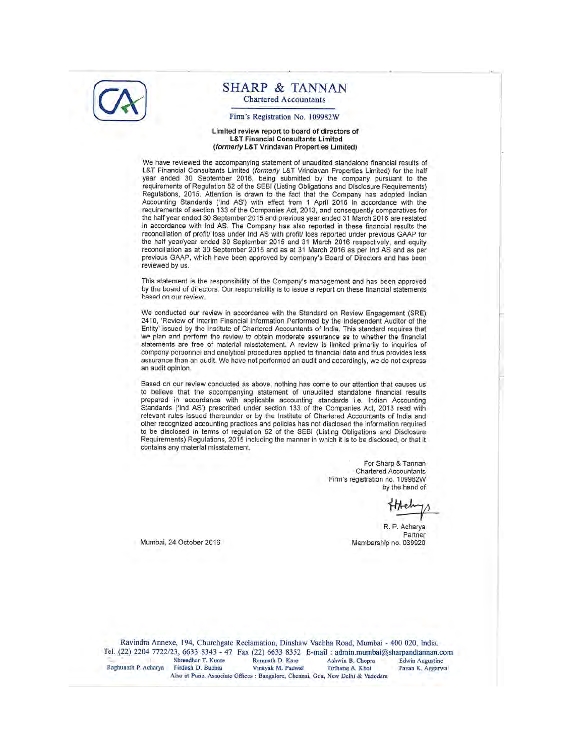# SHARP & TANNAN

Chartered Accountants

Firm's Registration No. 109982W

**Limited review report to board of directors of**
**L&T Financial Consultants Limited**
**(*formerly* L&T Vrindavan Properties Limited)**

We have reviewed the accompanying statement of unaudited standalone financial results of L&T Financial Consultants Limited (*formerly* L&T Vrindavan Properties Limited) for the half year ended 30 September 2016, being submitted by the company pursuant to the requirements of Regulation 52 of the SEBI (Listing Obligations and Disclosure Requirements) Regulations, 2015. Attention is drawn to the fact that the Company has adopted Indian Accounting Standards ('Ind AS') with effect from 1 April 2016 in accordance with the requirements of section 133 of the Companies Act, 2013, and consequently comparatives for the half year ended 30 September 2015 and previous year ended 31 March 2016 are restated in accordance with Ind AS. The Company has also reported in these financial results the reconciliation of profit/ loss under Ind AS with profit/ loss reported under previous GAAP for the half year/year ended 30 September 2015 and 31 March 2016 respectively, and equity reconciliation as at 30 September 2015 and as at 31 March 2016 as per Ind AS and as per previous GAAP, which have been approved by company's Board of Directors and has been reviewed by us.

This statement is the responsibility of the Company's management and has been approved by the board of directors. Our responsibility is to issue a report on these financial statements based on our review.

We conducted our review in accordance with the Standard on Review Engagement (SRE) 2410, 'Review of Interim Financial Information Performed by the Independent Auditor of the Entity' issued by the Institute of Chartered Accountants of India. This standard requires that we plan and perform the review to obtain moderate assurance as to whether the financial statements are free of material misstatement. A review is limited primarily to inquiries of company personnel and analytical procedures applied to financial data and thus provides less assurance than an audit. We have not performed an audit and accordingly, we do not express an audit opinion.

Based on our review conducted as above, nothing has come to our attention that causes us to believe that the accompanying statement of unaudited standalone financial results prepared in accordance with applicable accounting standards i.e. Indian Accounting Standards ('Ind AS') prescribed under section 133 of the Companies Act, 2013 read with relevant rules issued thereunder or by the Institute of Chartered Accountants of India and other recognized accounting practices and policies has not disclosed the information required to be disclosed in terms of regulation 52 of the SEBI (Listing Obligations and Disclosure Requirements) Regulations, 2015 including the manner in which it is to be disclosed, or that it contains any material misstatement.

For Sharp & Tannan
Chartered Accountants
Firm's registration no. 109982W
by the hand of

R. P. Acharya
Partner
Membership no. 039920

Mumbai, 24 October 2016

Ravindra Annexe, 194, Churchgate Reclamation, Dinshaw Vachha Road, Mumbai - 400 020, India.
Tel. (22) 2204 7722/23, 6633 8343 - 47 Fax (22) 6633 8352 E-mail : admin.mumbai@sharpandtannan.com

Shreedhar T. Kunte, Ramnath D. Kare, Ashwin B. Chopra, Edwin Augustine, Raghunath P. Acharya, Firdosh D. Buchia, Vinayak M. Padwal, Tirtharaj A. Khot, Pavan K. Aggarwal

Also at Pune. Associate Offices : Bangalore, Chennai, Goa, New Delhi & Vadodara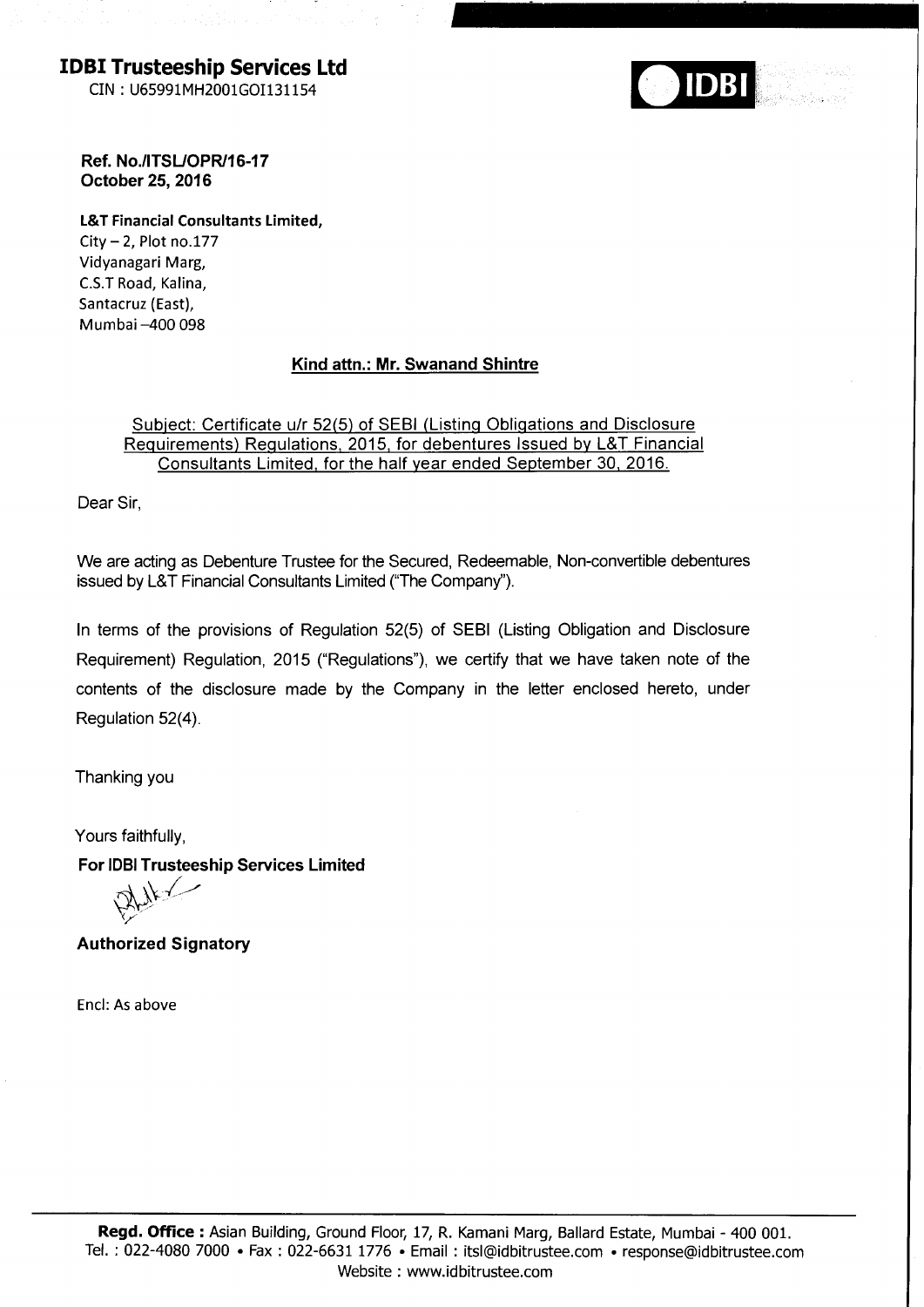# IDBI Trusteeship Services Ltd

CIN : U65991MH2001GOI131154

IDBI

**Ref. No./ITSL/OPR/16-17**
**October 25, 2016**

**L&T Financial Consultants Limited,**
City – 2, Plot no.177
Vidyanagari Marg,
C.S.T Road, Kalina,
Santacruz (East),
Mumbai –400 098

**Kind attn.: Mr. Swanand Shintre**

Subject: Certificate u/r 52(5) of SEBI (Listing Obligations and Disclosure Requirements) Regulations, 2015, for debentures Issued by L&T Financial Consultants Limited, for the half year ended September 30, 2016.

Dear Sir,

We are acting as Debenture Trustee for the Secured, Redeemable, Non-convertible debentures issued by L&T Financial Consultants Limited ("The Company").

In terms of the provisions of Regulation 52(5) of SEBI (Listing Obligation and Disclosure Requirement) Regulation, 2015 ("Regulations"), we certify that we have taken note of the contents of the disclosure made by the Company in the letter enclosed hereto, under Regulation 52(4).

Thanking you

Yours faithfully,

**For IDBI Trusteeship Services Limited**

**Authorized Signatory**

Encl: As above

**Regd. Office :** Asian Building, Ground Floor, 17, R. Kamani Marg, Ballard Estate, Mumbai - 400 001.
Tel. : 022-4080 7000 • Fax : 022-6631 1776 • Email : itsl@idbitrustee.com • response@idbitrustee.com
Website : www.idbitrustee.com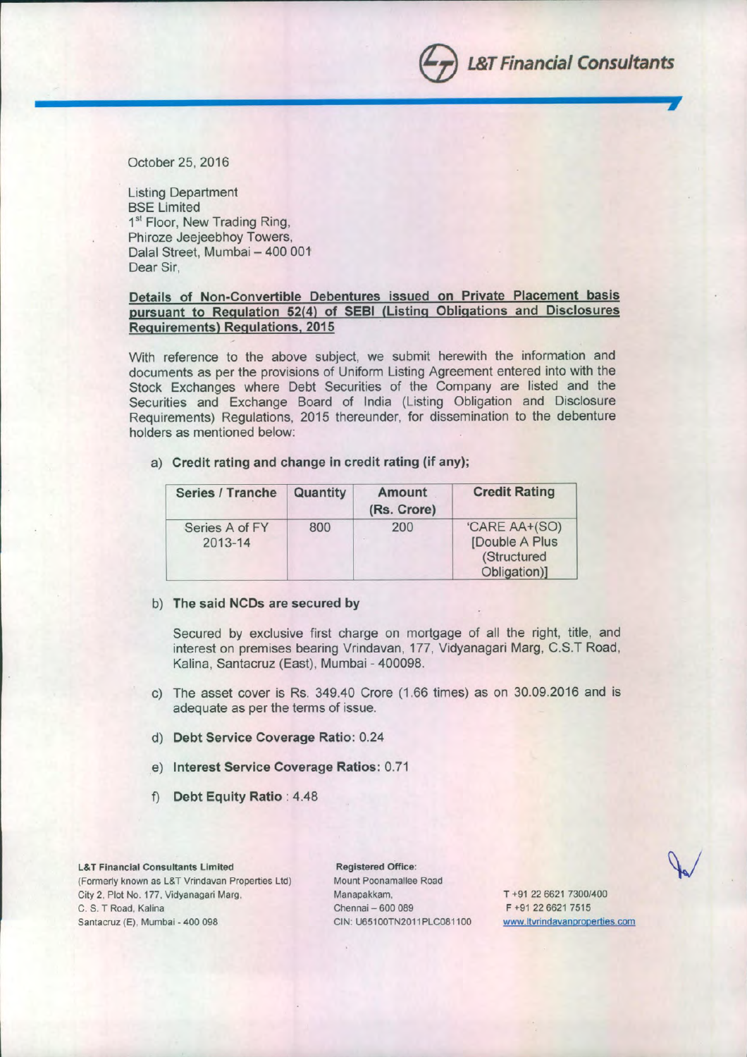October 25, 2016

Listing Department
BSE Limited
1st Floor, New Trading Ring,
Phiroze Jeejeebhoy Towers,
Dalal Street, Mumbai – 400 001
Dear Sir,

**Details of Non-Convertible Debentures issued on Private Placement basis pursuant to Regulation 52(4) of SEBI (Listing Obligations and Disclosures Requirements) Regulations, 2015**

With reference to the above subject, we submit herewith the information and documents as per the provisions of Uniform Listing Agreement entered into with the Stock Exchanges where Debt Securities of the Company are listed and the Securities and Exchange Board of India (Listing Obligation and Disclosure Requirements) Regulations, 2015 thereunder, for dissemination to the debenture holders as mentioned below:

a) **Credit rating and change in credit rating (if any);**

| Series / Tranche | Quantity | Amount (Rs. Crore) | Credit Rating |
|---|---|---|---|
| Series A of FY 2013-14 | 800 | 200 | 'CARE AA+(SO) [Double A Plus (Structured Obligation)] |

b) **The said NCDs are secured by**

Secured by exclusive first charge on mortgage of all the right, title, and interest on premises bearing Vrindavan, 177, Vidyanagari Marg, C.S.T Road, Kalina, Santacruz (East), Mumbai - 400098.

c) The asset cover is Rs. 349.40 Crore (1.66 times) as on 30.09.2016 and is adequate as per the terms of issue.

d) **Debt Service Coverage Ratio:** 0.24

e) **Interest Service Coverage Ratios:** 0.71

f) **Debt Equity Ratio** : 4.48

**L&T Financial Consultants Limited**
(Formerly known as L&T Vrindavan Properties Ltd)
City 2, Plot No. 177, Vidyanagari Marg,
C. S. T Road, Kalina
Santacruz (E), Mumbai - 400 098

Registered Office:
Mount Poonamallee Road
Manapakkam,
Chennai – 600 089
CIN: U65100TN2011PLC081100

T +91 22 6621 7300/400
F +91 22 6621 7515
www.ltvrindavanproperties.com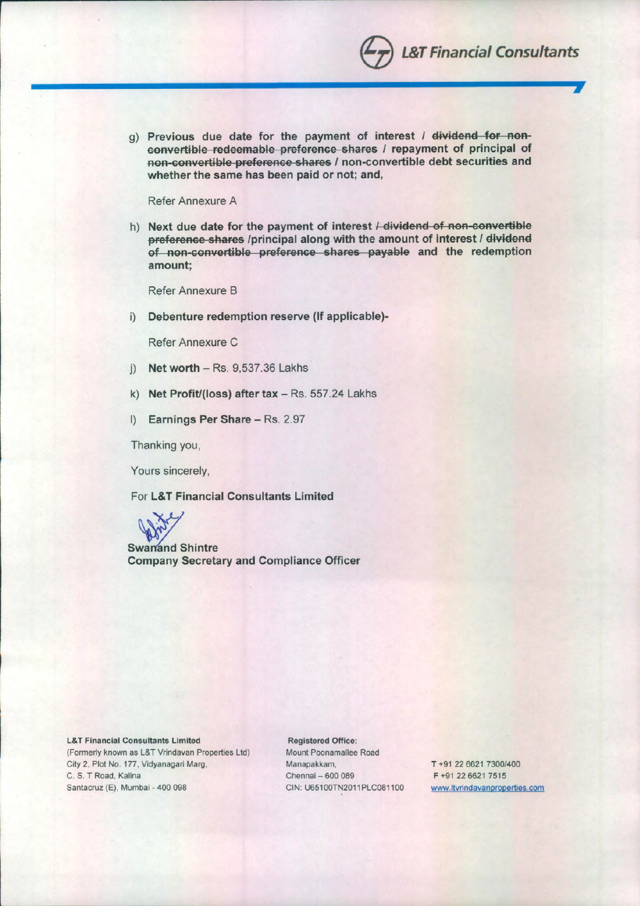g) **Previous due date for the payment of interest / ~~dividend for non-convertible redeemable preference shares~~ / repayment of principal of ~~non-convertible preference shares~~ / non-convertible debt securities and whether the same has been paid or not; and,**

Refer Annexure A

h) **Next due date for the payment of interest ~~/ dividend of non-convertible preference shares~~ /principal along with the amount of interest / ~~dividend of non-convertible preference shares payable~~ and the redemption amount;**

Refer Annexure B

i) **Debenture redemption reserve (If applicable)-**

Refer Annexure C

j) **Net worth** – Rs. 9,537.36 Lakhs

k) **Net Profit/(loss) after tax** – Rs. 557.24 Lakhs

l) **Earnings Per Share** – Rs. 2.97

Thanking you,

Yours sincerely,

For **L&T Financial Consultants Limited**

**Swanand Shintre**
**Company Secretary and Compliance Officer**

**L&T Financial Consultants Limited**
(Formerly known as L&T Vrindavan Properties Ltd)
City 2, Plot No. 177, Vidyanagari Marg,
C. S. T Road, Kalina
Santacruz (E), Mumbai - 400 098

Registered Office:
Mount Poonamallee Road
Manapakkam,
Chennai – 600 089
CIN: U65100TN2011PLC081100

T +91 22 6621 7300/400
F +91 22 6621 7515
www.ltvrindavanproperties.com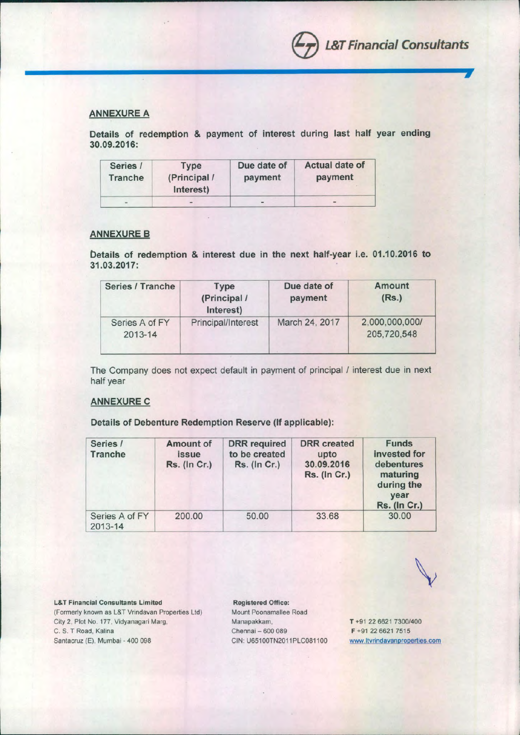## ANNEXURE A

**Details of redemption & payment of interest during last half year ending 30.09.2016:**

| Series / Tranche | Type (Principal / Interest) | Due date of payment | Actual date of payment |
|---|---|---|---|
| - | - | - | - |

## ANNEXURE B

**Details of redemption & interest due in the next half-year i.e. 01.10.2016 to 31.03.2017:**

| Series / Tranche | Type (Principal / Interest) | Due date of payment | Amount (Rs.) |
|---|---|---|---|
| Series A of FY 2013-14 | Principal/Interest | March 24, 2017 | 2,000,000,000/ 205,720,548 |

The Company does not expect default in payment of principal / interest due in next half year

## ANNEXURE C

**Details of Debenture Redemption Reserve (If applicable):**

| Series / Tranche | Amount of issue Rs. (In Cr.) | DRR required to be created Rs. (In Cr.) | DRR created upto 30.09.2016 Rs. (In Cr.) | Funds invested for debentures maturing during the year Rs. (In Cr.) |
|---|---|---|---|---|
| Series A of FY 2013-14 | 200.00 | 50.00 | 33.68 | 30.00 |

**L&T Financial Consultants Limited**
(Formerly known as L&T Vrindavan Properties Ltd)
City 2, Plot No. 177, Vidyanagari Marg,
C. S. T Road, Kalina
Santacruz (E), Mumbai - 400 098

**Registered Office:**
Mount Poonamallee Road
Manapakkam,
Chennai – 600 089
CIN: U65100TN2011PLC081100

T +91 22 6621 7300/400
F +91 22 6621 7515
www.ltvrindavanproperties.com